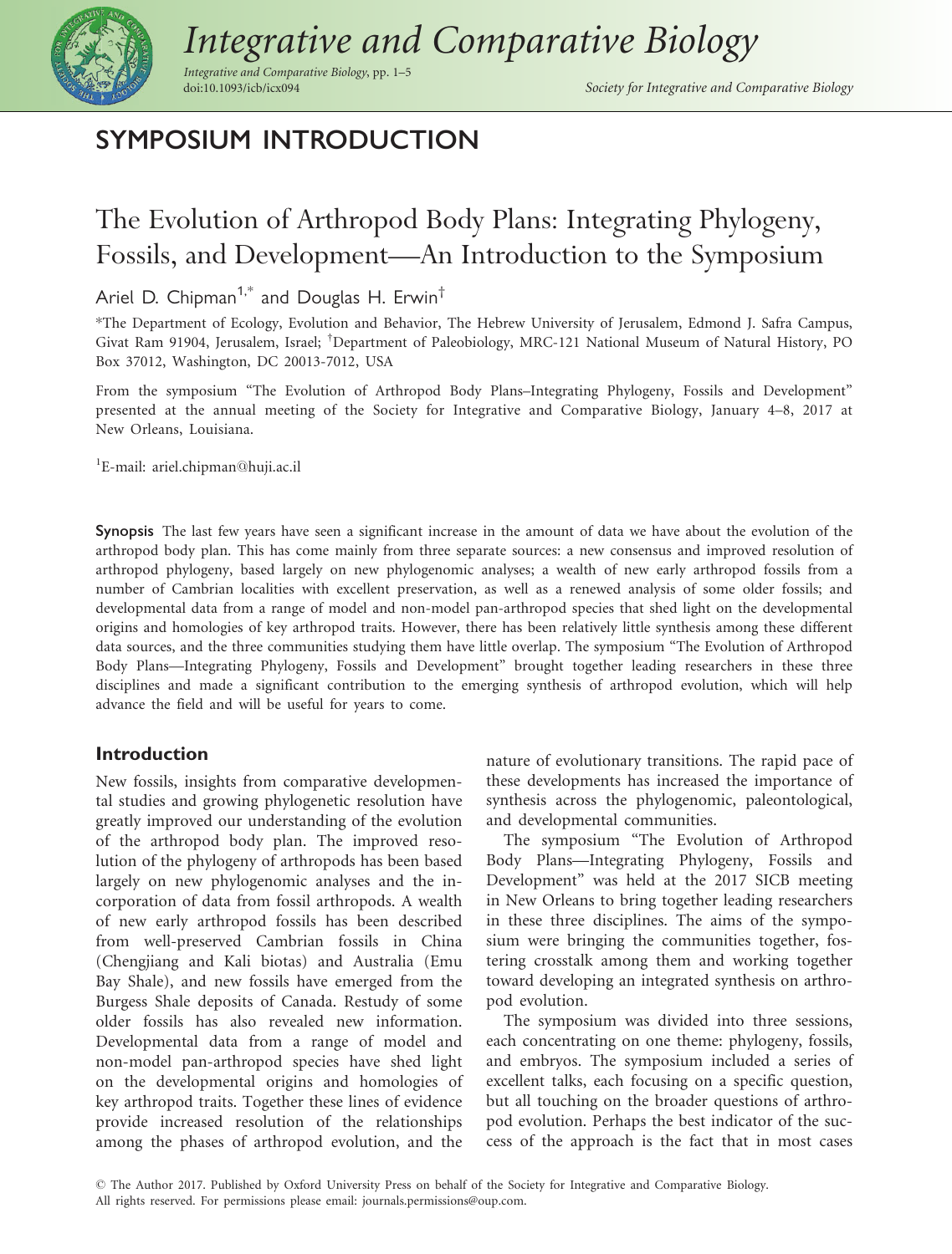# SYMPOSIUM INTRODUCTION

# The Evolution of Arthropod Body Plans: Integrating Phylogeny, Fossils, and Development—An Introduction to the Symposium

Ariel D. Chipman[1,*] and Douglas H. Erwin[†]

*The Department of Ecology, Evolution and Behavior, The Hebrew University of Jerusalem, Edmond J. Safra Campus, Givat Ram 91904, Jerusalem, Israel; [†]Department of Paleobiology, MRC-121 National Museum of Natural History, PO Box 37012, Washington, DC 20013-7012, USA

From the symposium "The Evolution of Arthropod Body Plans–Integrating Phylogeny, Fossils and Development" presented at the annual meeting of the Society for Integrative and Comparative Biology, January 4–8, 2017 at New Orleans, Louisiana.

[1]E-mail: ariel.chipman@huji.ac.il

**Synopsis** The last few years have seen a significant increase in the amount of data we have about the evolution of the arthropod body plan. This has come mainly from three separate sources: a new consensus and improved resolution of arthropod phylogeny, based largely on new phylogenomic analyses; a wealth of new early arthropod fossils from a number of Cambrian localities with excellent preservation, as well as a renewed analysis of some older fossils; and developmental data from a range of model and non-model pan-arthropod species that shed light on the developmental origins and homologies of key arthropod traits. However, there has been relatively little synthesis among these different data sources, and the three communities studying them have little overlap. The symposium "The Evolution of Arthropod Body Plans—Integrating Phylogeny, Fossils and Development" brought together leading researchers in these three disciplines and made a significant contribution to the emerging synthesis of arthropod evolution, which will help advance the field and will be useful for years to come.

## Introduction

New fossils, insights from comparative developmental studies and growing phylogenetic resolution have greatly improved our understanding of the evolution of the arthropod body plan. The improved resolution of the phylogeny of arthropods has been based largely on new phylogenomic analyses and the incorporation of data from fossil arthropods. A wealth of new early arthropod fossils has been described from well-preserved Cambrian fossils in China (Chengjiang and Kali biotas) and Australia (Emu Bay Shale), and new fossils have emerged from the Burgess Shale deposits of Canada. Restudy of some older fossils has also revealed new information. Developmental data from a range of model and non-model pan-arthropod species have shed light on the developmental origins and homologies of key arthropod traits. Together these lines of evidence provide increased resolution of the relationships among the phases of arthropod evolution, and the nature of evolutionary transitions. The rapid pace of these developments has increased the importance of synthesis across the phylogenomic, paleontological, and developmental communities.

The symposium "The Evolution of Arthropod Body Plans—Integrating Phylogeny, Fossils and Development" was held at the 2017 SICB meeting in New Orleans to bring together leading researchers in these three disciplines. The aims of the symposium were bringing the communities together, fostering crosstalk among them and working together toward developing an integrated synthesis on arthropod evolution.

The symposium was divided into three sessions, each concentrating on one theme: phylogeny, fossils, and embryos. The symposium included a series of excellent talks, each focusing on a specific question, but all touching on the broader questions of arthropod evolution. Perhaps the best indicator of the success of the approach is the fact that in most cases

© The Author 2017. Published by Oxford University Press on behalf of the Society for Integrative and Comparative Biology. All rights reserved. For permissions please email: journals.permissions@oup.com.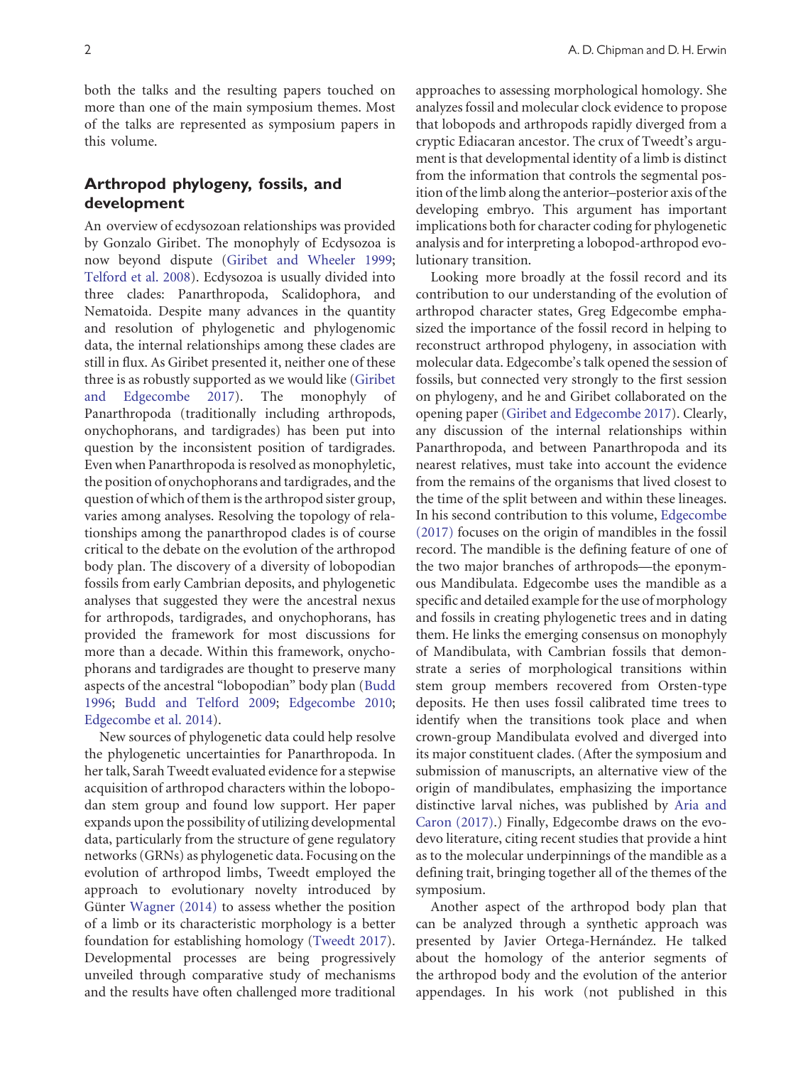both the talks and the resulting papers touched on more than one of the main symposium themes. Most of the talks are represented as symposium papers in this volume.

## Arthropod phylogeny, fossils, and development

An overview of ecdysozoan relationships was provided by Gonzalo Giribet. The monophyly of Ecdysozoa is now beyond dispute (Giribet and Wheeler 1999; Telford et al. 2008). Ecdysozoa is usually divided into three clades: Panarthropoda, Scalidophora, and Nematoida. Despite many advances in the quantity and resolution of phylogenetic and phylogenomic data, the internal relationships among these clades are still in flux. As Giribet presented it, neither one of these three is as robustly supported as we would like (Giribet and Edgecombe 2017). The monophyly of Panarthropoda (traditionally including arthropods, onychophorans, and tardigrades) has been put into question by the inconsistent position of tardigrades. Even when Panarthropoda is resolved as monophyletic, the position of onychophorans and tardigrades, and the question of which of them is the arthropod sister group, varies among analyses. Resolving the topology of relationships among the panarthropod clades is of course critical to the debate on the evolution of the arthropod body plan. The discovery of a diversity of lobopodian fossils from early Cambrian deposits, and phylogenetic analyses that suggested they were the ancestral nexus for arthropods, tardigrades, and onychophorans, has provided the framework for most discussions for more than a decade. Within this framework, onychophorans and tardigrades are thought to preserve many aspects of the ancestral "lobopodian" body plan (Budd 1996; Budd and Telford 2009; Edgecombe 2010; Edgecombe et al. 2014).

New sources of phylogenetic data could help resolve the phylogenetic uncertainties for Panarthropoda. In her talk, Sarah Tweedt evaluated evidence for a stepwise acquisition of arthropod characters within the lobopodan stem group and found low support. Her paper expands upon the possibility of utilizing developmental data, particularly from the structure of gene regulatory networks (GRNs) as phylogenetic data. Focusing on the evolution of arthropod limbs, Tweedt employed the approach to evolutionary novelty introduced by Günter Wagner (2014) to assess whether the position of a limb or its characteristic morphology is a better foundation for establishing homology (Tweedt 2017). Developmental processes are being progressively unveiled through comparative study of mechanisms and the results have often challenged more traditional approaches to assessing morphological homology. She analyzes fossil and molecular clock evidence to propose that lobopods and arthropods rapidly diverged from a cryptic Ediacaran ancestor. The crux of Tweedt's argument is that developmental identity of a limb is distinct from the information that controls the segmental position of the limb along the anterior–posterior axis of the developing embryo. This argument has important implications both for character coding for phylogenetic analysis and for interpreting a lobopod-arthropod evolutionary transition.

Looking more broadly at the fossil record and its contribution to our understanding of the evolution of arthropod character states, Greg Edgecombe emphasized the importance of the fossil record in helping to reconstruct arthropod phylogeny, in association with molecular data. Edgecombe's talk opened the session of fossils, but connected very strongly to the first session on phylogeny, and he and Giribet collaborated on the opening paper (Giribet and Edgecombe 2017). Clearly, any discussion of the internal relationships within Panarthropoda, and between Panarthropoda and its nearest relatives, must take into account the evidence from the remains of the organisms that lived closest to the time of the split between and within these lineages. In his second contribution to this volume, Edgecombe (2017) focuses on the origin of mandibles in the fossil record. The mandible is the defining feature of one of the two major branches of arthropods—the eponymous Mandibulata. Edgecombe uses the mandible as a specific and detailed example for the use of morphology and fossils in creating phylogenetic trees and in dating them. He links the emerging consensus on monophyly of Mandibulata, with Cambrian fossils that demonstrate a series of morphological transitions within stem group members recovered from Orsten-type deposits. He then uses fossil calibrated time trees to identify when the transitions took place and when crown-group Mandibulata evolved and diverged into its major constituent clades. (After the symposium and submission of manuscripts, an alternative view of the origin of mandibulates, emphasizing the importance distinctive larval niches, was published by Aria and Caron (2017).) Finally, Edgecombe draws on the evo-devo literature, citing recent studies that provide a hint as to the molecular underpinnings of the mandible as a defining trait, bringing together all of the themes of the symposium.

Another aspect of the arthropod body plan that can be analyzed through a synthetic approach was presented by Javier Ortega-Hernández. He talked about the homology of the anterior segments of the arthropod body and the evolution of the anterior appendages. In his work (not published in this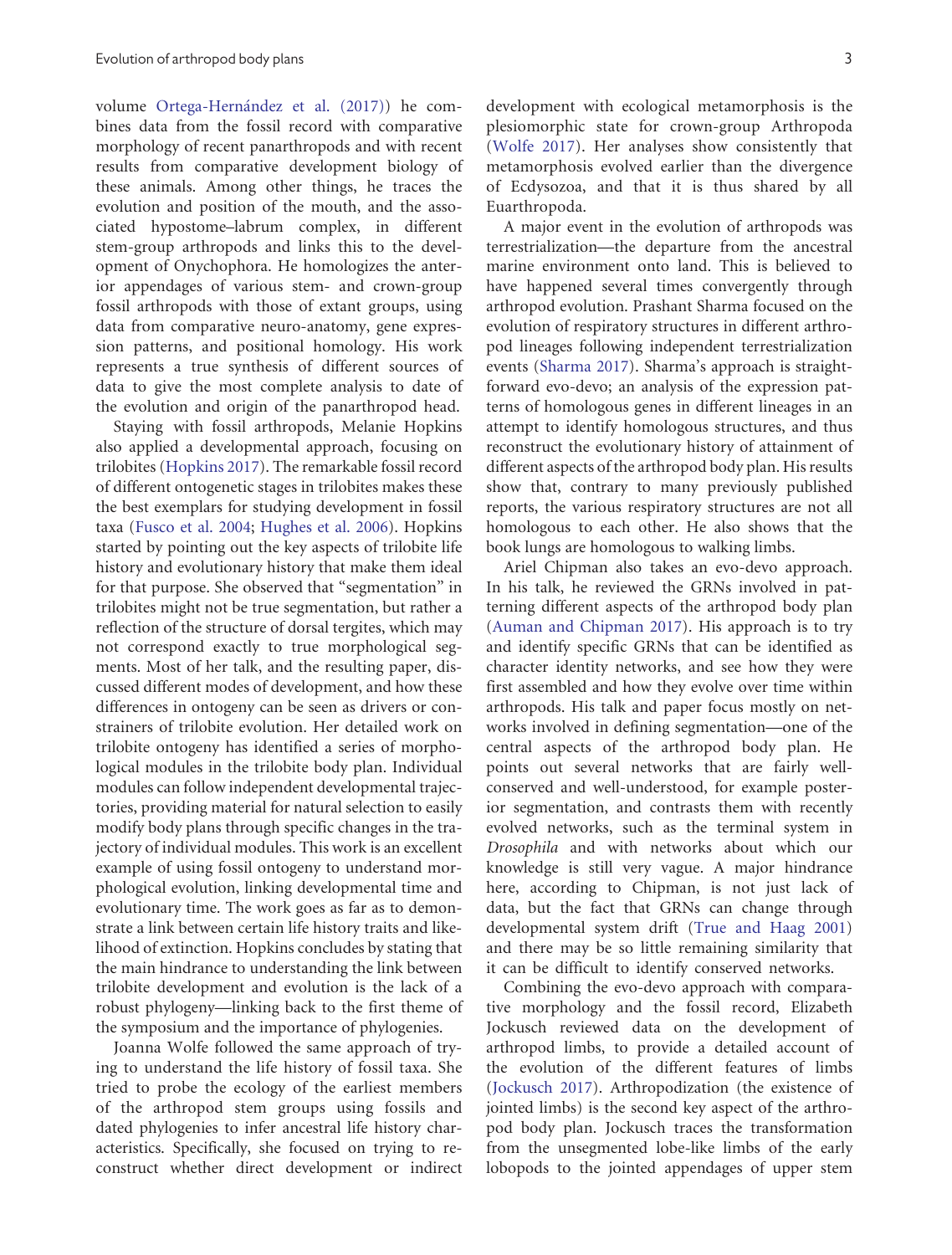volume Ortega-Hernández et al. (2017)) he combines data from the fossil record with comparative morphology of recent panarthropods and with recent results from comparative development biology of these animals. Among other things, he traces the evolution and position of the mouth, and the associated hypostome–labrum complex, in different stem-group arthropods and links this to the development of Onychophora. He homologizes the anterior appendages of various stem- and crown-group fossil arthropods with those of extant groups, using data from comparative neuro-anatomy, gene expression patterns, and positional homology. His work represents a true synthesis of different sources of data to give the most complete analysis to date of the evolution and origin of the panarthropod head.

Staying with fossil arthropods, Melanie Hopkins also applied a developmental approach, focusing on trilobites (Hopkins 2017). The remarkable fossil record of different ontogenetic stages in trilobites makes these the best exemplars for studying development in fossil taxa (Fusco et al. 2004; Hughes et al. 2006). Hopkins started by pointing out the key aspects of trilobite life history and evolutionary history that make them ideal for that purpose. She observed that "segmentation" in trilobites might not be true segmentation, but rather a reflection of the structure of dorsal tergites, which may not correspond exactly to true morphological segments. Most of her talk, and the resulting paper, discussed different modes of development, and how these differences in ontogeny can be seen as drivers or constrainers of trilobite evolution. Her detailed work on trilobite ontogeny has identified a series of morphological modules in the trilobite body plan. Individual modules can follow independent developmental trajectories, providing material for natural selection to easily modify body plans through specific changes in the trajectory of individual modules. This work is an excellent example of using fossil ontogeny to understand morphological evolution, linking developmental time and evolutionary time. The work goes as far as to demonstrate a link between certain life history traits and likelihood of extinction. Hopkins concludes by stating that the main hindrance to understanding the link between trilobite development and evolution is the lack of a robust phylogeny—linking back to the first theme of the symposium and the importance of phylogenies.

Joanna Wolfe followed the same approach of trying to understand the life history of fossil taxa. She tried to probe the ecology of the earliest members of the arthropod stem groups using fossils and dated phylogenies to infer ancestral life history characteristics. Specifically, she focused on trying to reconstruct whether direct development or indirect development with ecological metamorphosis is the plesiomorphic state for crown-group Arthropoda (Wolfe 2017). Her analyses show consistently that metamorphosis evolved earlier than the divergence of Ecdysozoa, and that it is thus shared by all Euarthropoda.

A major event in the evolution of arthropods was terrestrialization—the departure from the ancestral marine environment onto land. This is believed to have happened several times convergently through arthropod evolution. Prashant Sharma focused on the evolution of respiratory structures in different arthropod lineages following independent terrestrialization events (Sharma 2017). Sharma's approach is straightforward evo-devo; an analysis of the expression patterns of homologous genes in different lineages in an attempt to identify homologous structures, and thus reconstruct the evolutionary history of attainment of different aspects of the arthropod body plan. His results show that, contrary to many previously published reports, the various respiratory structures are not all homologous to each other. He also shows that the book lungs are homologous to walking limbs.

Ariel Chipman also takes an evo-devo approach. In his talk, he reviewed the GRNs involved in patterning different aspects of the arthropod body plan (Auman and Chipman 2017). His approach is to try and identify specific GRNs that can be identified as character identity networks, and see how they were first assembled and how they evolve over time within arthropods. His talk and paper focus mostly on networks involved in defining segmentation—one of the central aspects of the arthropod body plan. He points out several networks that are fairly well-conserved and well-understood, for example posterior segmentation, and contrasts them with recently evolved networks, such as the terminal system in *Drosophila* and with networks about which our knowledge is still very vague. A major hindrance here, according to Chipman, is not just lack of data, but the fact that GRNs can change through developmental system drift (True and Haag 2001) and there may be so little remaining similarity that it can be difficult to identify conserved networks.

Combining the evo-devo approach with comparative morphology and the fossil record, Elizabeth Jockusch reviewed data on the development of arthropod limbs, to provide a detailed account of the evolution of the different features of limbs (Jockusch 2017). Arthropodization (the existence of jointed limbs) is the second key aspect of the arthropod body plan. Jockusch traces the transformation from the unsegmented lobe-like limbs of the early lobopods to the jointed appendages of upper stem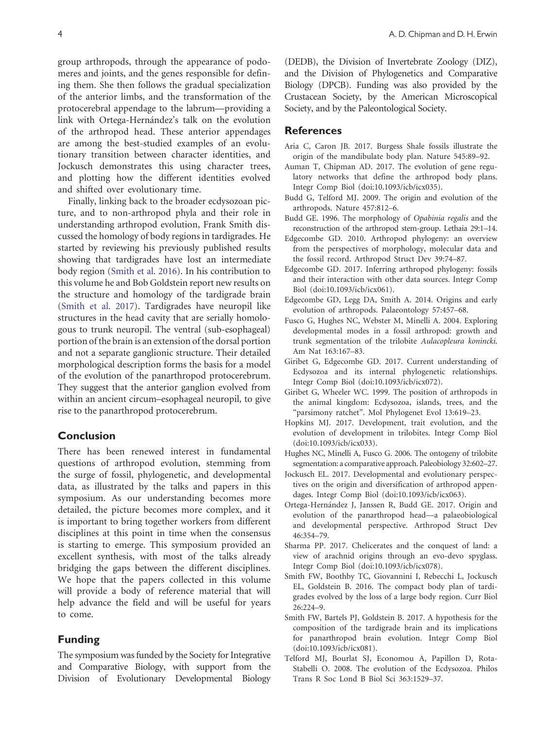group arthropods, through the appearance of podomeres and joints, and the genes responsible for defining them. She then follows the gradual specialization of the anterior limbs, and the transformation of the protocerebral appendage to the labrum—providing a link with Ortega-Hernández's talk on the evolution of the arthropod head. These anterior appendages are among the best-studied examples of an evolutionary transition between character identities, and Jockusch demonstrates this using character trees, and plotting how the different identities evolved and shifted over evolutionary time.

Finally, linking back to the broader ecdysozoan picture, and to non-arthropod phyla and their role in understanding arthropod evolution, Frank Smith discussed the homology of body regions in tardigrades. He started by reviewing his previously published results showing that tardigrades have lost an intermediate body region (Smith et al. 2016). In his contribution to this volume he and Bob Goldstein report new results on the structure and homology of the tardigrade brain (Smith et al. 2017). Tardigrades have neuropil like structures in the head cavity that are serially homologous to trunk neuropil. The ventral (sub-esophageal) portion of the brain is an extension of the dorsal portion and not a separate ganglionic structure. Their detailed morphological description forms the basis for a model of the evolution of the panarthropod protocerebrum. They suggest that the anterior ganglion evolved from within an ancient circum–esophageal neuropil, to give rise to the panarthropod protocerebrum.

## Conclusion

There has been renewed interest in fundamental questions of arthropod evolution, stemming from the surge of fossil, phylogenetic, and developmental data, as illustrated by the talks and papers in this symposium. As our understanding becomes more detailed, the picture becomes more complex, and it is important to bring together workers from different disciplines at this point in time when the consensus is starting to emerge. This symposium provided an excellent synthesis, with most of the talks already bridging the gaps between the different disciplines. We hope that the papers collected in this volume will provide a body of reference material that will help advance the field and will be useful for years to come.

## Funding

The symposium was funded by the Society for Integrative and Comparative Biology, with support from the Division of Evolutionary Developmental Biology (DEDB), the Division of Invertebrate Zoology (DIZ), and the Division of Phylogenetics and Comparative Biology (DPCB). Funding was also provided by the Crustacean Society, by the American Microscopical Society, and by the Paleontological Society.

## References

Aria C, Caron JB. 2017. Burgess Shale fossils illustrate the origin of the mandibulate body plan. Nature 545:89–92.

Auman T, Chipman AD. 2017. The evolution of gene regulatory networks that define the arthropod body plans. Integr Comp Biol (doi:10.1093/icb/icx035).

Budd G, Telford MJ. 2009. The origin and evolution of the arthropods. Nature 457:812–6.

Budd GE. 1996. The morphology of *Opabinia regalis* and the reconstruction of the arthropod stem-group. Lethaia 29:1–14.

Edgecombe GD. 2010. Arthropod phylogeny: an overview from the perspectives of morphology, molecular data and the fossil record. Arthropod Struct Dev 39:74–87.

Edgecombe GD. 2017. Inferring arthropod phylogeny: fossils and their interaction with other data sources. Integr Comp Biol (doi:10.1093/icb/icx061).

Edgecombe GD, Legg DA, Smith A. 2014. Origins and early evolution of arthropods. Palaeontology 57:457–68.

Fusco G, Hughes NC, Webster M, Minelli A. 2004. Exploring developmental modes in a fossil arthropod: growth and trunk segmentation of the trilobite *Aulacopleura konincki*. Am Nat 163:167–83.

Giribet G, Edgecombe GD. 2017. Current understanding of Ecdysozoa and its internal phylogenetic relationships. Integr Comp Biol (doi:10.1093/icb/icx072).

Giribet G, Wheeler WC. 1999. The position of arthropods in the animal kingdom: Ecdysozoa, islands, trees, and the "parsimony ratchet". Mol Phylogenet Evol 13:619–23.

Hopkins MJ. 2017. Development, trait evolution, and the evolution of development in trilobites. Integr Comp Biol (doi:10.1093/icb/icx033).

Hughes NC, Minelli A, Fusco G. 2006. The ontogeny of trilobite segmentation: a comparative approach. Paleobiology 32:602–27.

Jockusch EL. 2017. Developmental and evolutionary perspectives on the origin and diversification of arthropod appendages. Integr Comp Biol (doi:10.1093/icb/icx063).

Ortega-Hernández J, Janssen R, Budd GE. 2017. Origin and evolution of the panarthropod head—a palaeobiological and developmental perspective. Arthropod Struct Dev 46:354–79.

Sharma PP. 2017. Chelicerates and the conquest of land: a view of arachnid origins through an evo-devo spyglass. Integr Comp Biol (doi:10.1093/icb/icx078).

Smith FW, Boothby TC, Giovannini I, Rebecchi L, Jockusch EL, Goldstein B. 2016. The compact body plan of tardigrades evolved by the loss of a large body region. Curr Biol 26:224–9.

Smith FW, Bartels PJ, Goldstein B. 2017. A hypothesis for the composition of the tardigrade brain and its implications for panarthropod brain evolution. Integr Comp Biol (doi:10.1093/icb/icx081).

Telford MJ, Bourlat SJ, Economou A, Papillon D, Rota-Stabelli O. 2008. The evolution of the Ecdysozoa. Philos Trans R Soc Lond B Biol Sci 363:1529–37.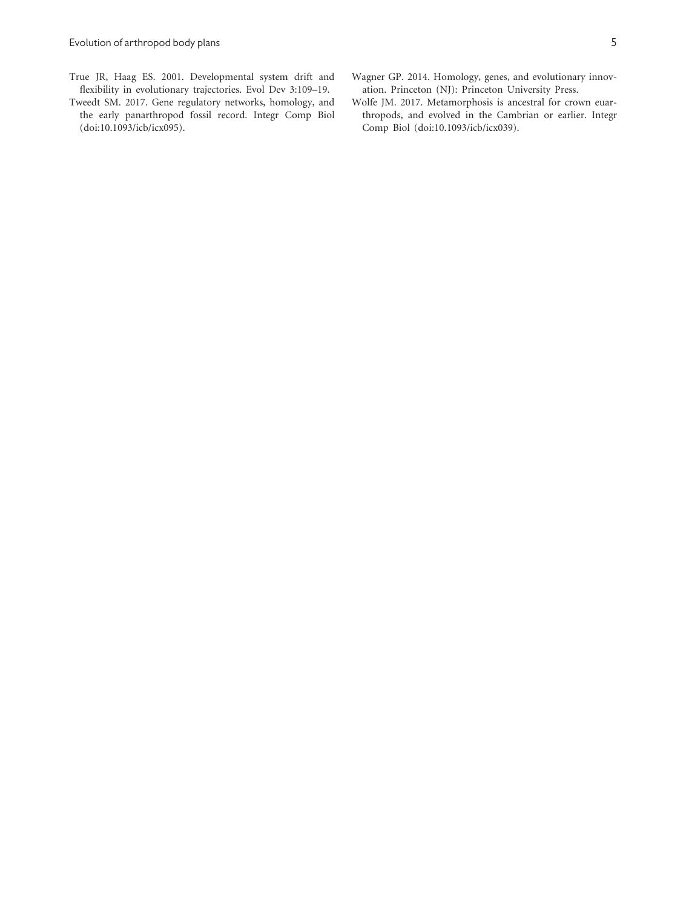True JR, Haag ES. 2001. Developmental system drift and flexibility in evolutionary trajectories. Evol Dev 3:109–19.

Tweedt SM. 2017. Gene regulatory networks, homology, and the early panarthropod fossil record. Integr Comp Biol (doi:10.1093/icb/icx095).

Wagner GP. 2014. Homology, genes, and evolutionary innovation. Princeton (NJ): Princeton University Press.

Wolfe JM. 2017. Metamorphosis is ancestral for crown euarthropods, and evolved in the Cambrian or earlier. Integr Comp Biol (doi:10.1093/icb/icx039).